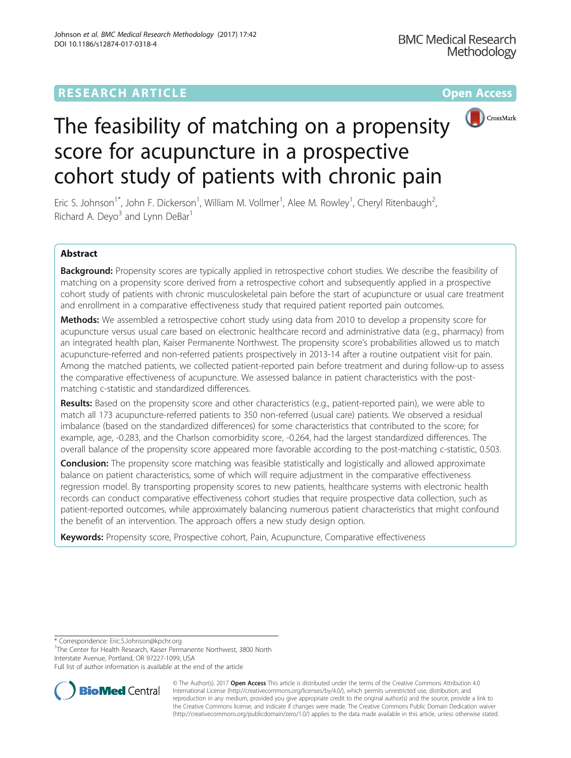RESEARCH ARTICLE

Open Access

# The feasibility of matching on a propensity score for acupuncture in a prospective cohort study of patients with chronic pain

Eric S. Johnson[1*], John F. Dickerson[1], William M. Vollmer[1], Alee M. Rowley[1], Cheryl Ritenbaugh[2], Richard A. Deyo[3] and Lynn DeBar[1]

## Abstract

**Background:** Propensity scores are typically applied in retrospective cohort studies. We describe the feasibility of matching on a propensity score derived from a retrospective cohort and subsequently applied in a prospective cohort study of patients with chronic musculoskeletal pain before the start of acupuncture or usual care treatment and enrollment in a comparative effectiveness study that required patient reported pain outcomes.

**Methods:** We assembled a retrospective cohort study using data from 2010 to develop a propensity score for acupuncture versus usual care based on electronic healthcare record and administrative data (e.g., pharmacy) from an integrated health plan, Kaiser Permanente Northwest. The propensity score's probabilities allowed us to match acupuncture-referred and non-referred patients prospectively in 2013-14 after a routine outpatient visit for pain. Among the matched patients, we collected patient-reported pain before treatment and during follow-up to assess the comparative effectiveness of acupuncture. We assessed balance in patient characteristics with the post-matching c-statistic and standardized differences.

**Results:** Based on the propensity score and other characteristics (e.g., patient-reported pain), we were able to match all 173 acupuncture-referred patients to 350 non-referred (usual care) patients. We observed a residual imbalance (based on the standardized differences) for some characteristics that contributed to the score; for example, age, -0.283, and the Charlson comorbidity score, -0.264, had the largest standardized differences. The overall balance of the propensity score appeared more favorable according to the post-matching c-statistic, 0.503.

**Conclusion:** The propensity score matching was feasible statistically and logistically and allowed approximate balance on patient characteristics, some of which will require adjustment in the comparative effectiveness regression model. By transporting propensity scores to new patients, healthcare systems with electronic health records can conduct comparative effectiveness cohort studies that require prospective data collection, such as patient-reported outcomes, while approximately balancing numerous patient characteristics that might confound the benefit of an intervention. The approach offers a new study design option.

**Keywords:** Propensity score, Prospective cohort, Pain, Acupuncture, Comparative effectiveness

---

* Correspondence: Eric.S.Johnson@kpchr.org
[1]The Center for Health Research, Kaiser Permanente Northwest, 3800 North Interstate Avenue, Portland, OR 97227-1099, USA
Full list of author information is available at the end of the article

© The Author(s). 2017 **Open Access** This article is distributed under the terms of the Creative Commons Attribution 4.0 International License (http://creativecommons.org/licenses/by/4.0/), which permits unrestricted use, distribution, and reproduction in any medium, provided you give appropriate credit to the original author(s) and the source, provide a link to the Creative Commons license, and indicate if changes were made. The Creative Commons Public Domain Dedication waiver (http://creativecommons.org/publicdomain/zero/1.0/) applies to the data made available in this article, unless otherwise stated.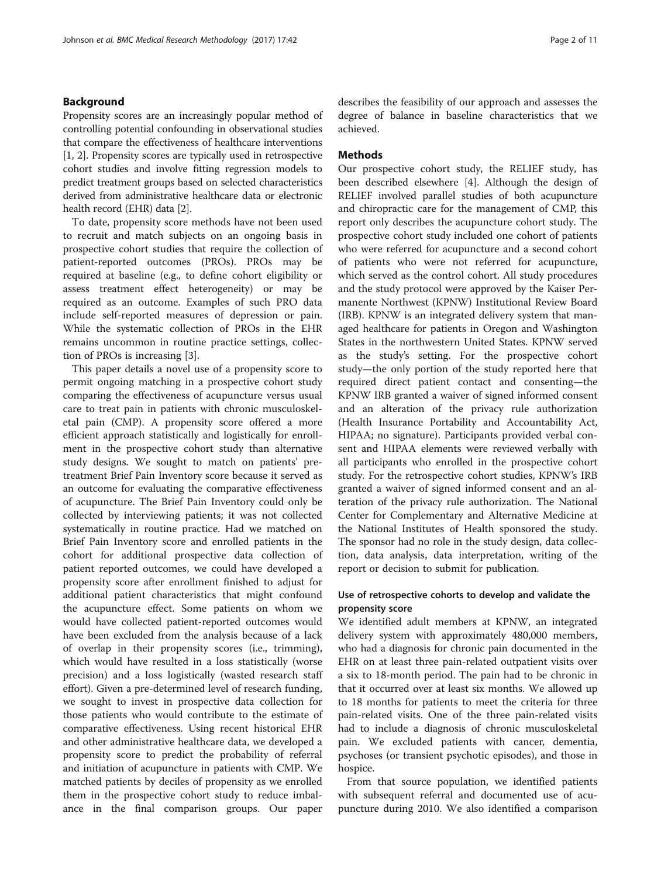## Background

Propensity scores are an increasingly popular method of controlling potential confounding in observational studies that compare the effectiveness of healthcare interventions [1, 2]. Propensity scores are typically used in retrospective cohort studies and involve fitting regression models to predict treatment groups based on selected characteristics derived from administrative healthcare data or electronic health record (EHR) data [2].

To date, propensity score methods have not been used to recruit and match subjects on an ongoing basis in prospective cohort studies that require the collection of patient-reported outcomes (PROs). PROs may be required at baseline (e.g., to define cohort eligibility or assess treatment effect heterogeneity) or may be required as an outcome. Examples of such PRO data include self-reported measures of depression or pain. While the systematic collection of PROs in the EHR remains uncommon in routine practice settings, collection of PROs is increasing [3].

This paper details a novel use of a propensity score to permit ongoing matching in a prospective cohort study comparing the effectiveness of acupuncture versus usual care to treat pain in patients with chronic musculoskeletal pain (CMP). A propensity score offered a more efficient approach statistically and logistically for enrollment in the prospective cohort study than alternative study designs. We sought to match on patients' pretreatment Brief Pain Inventory score because it served as an outcome for evaluating the comparative effectiveness of acupuncture. The Brief Pain Inventory could only be collected by interviewing patients; it was not collected systematically in routine practice. Had we matched on Brief Pain Inventory score and enrolled patients in the cohort for additional prospective data collection of patient reported outcomes, we could have developed a propensity score after enrollment finished to adjust for additional patient characteristics that might confound the acupuncture effect. Some patients on whom we would have collected patient-reported outcomes would have been excluded from the analysis because of a lack of overlap in their propensity scores (i.e., trimming), which would have resulted in a loss statistically (worse precision) and a loss logistically (wasted research staff effort). Given a pre-determined level of research funding, we sought to invest in prospective data collection for those patients who would contribute to the estimate of comparative effectiveness. Using recent historical EHR and other administrative healthcare data, we developed a propensity score to predict the probability of referral and initiation of acupuncture in patients with CMP. We matched patients by deciles of propensity as we enrolled them in the prospective cohort study to reduce imbalance in the final comparison groups. Our paper describes the feasibility of our approach and assesses the degree of balance in baseline characteristics that we achieved.

## Methods

Our prospective cohort study, the RELIEF study, has been described elsewhere [4]. Although the design of RELIEF involved parallel studies of both acupuncture and chiropractic care for the management of CMP, this report only describes the acupuncture cohort study. The prospective cohort study included one cohort of patients who were referred for acupuncture and a second cohort of patients who were not referred for acupuncture, which served as the control cohort. All study procedures and the study protocol were approved by the Kaiser Permanente Northwest (KPNW) Institutional Review Board (IRB). KPNW is an integrated delivery system that managed healthcare for patients in Oregon and Washington States in the northwestern United States. KPNW served as the study's setting. For the prospective cohort study—the only portion of the study reported here that required direct patient contact and consenting—the KPNW IRB granted a waiver of signed informed consent and an alteration of the privacy rule authorization (Health Insurance Portability and Accountability Act, HIPAA; no signature). Participants provided verbal consent and HIPAA elements were reviewed verbally with all participants who enrolled in the prospective cohort study. For the retrospective cohort studies, KPNW's IRB granted a waiver of signed informed consent and an alteration of the privacy rule authorization. The National Center for Complementary and Alternative Medicine at the National Institutes of Health sponsored the study. The sponsor had no role in the study design, data collection, data analysis, data interpretation, writing of the report or decision to submit for publication.

### Use of retrospective cohorts to develop and validate the propensity score

We identified adult members at KPNW, an integrated delivery system with approximately 480,000 members, who had a diagnosis for chronic pain documented in the EHR on at least three pain-related outpatient visits over a six to 18-month period. The pain had to be chronic in that it occurred over at least six months. We allowed up to 18 months for patients to meet the criteria for three pain-related visits. One of the three pain-related visits had to include a diagnosis of chronic musculoskeletal pain. We excluded patients with cancer, dementia, psychoses (or transient psychotic episodes), and those in hospice.

From that source population, we identified patients with subsequent referral and documented use of acupuncture during 2010. We also identified a comparison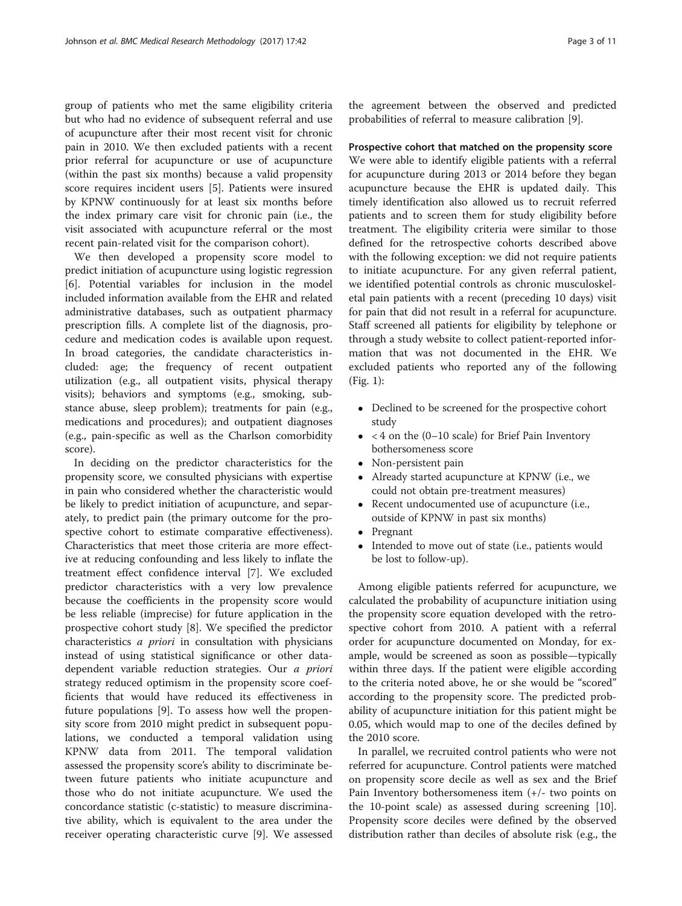group of patients who met the same eligibility criteria but who had no evidence of subsequent referral and use of acupuncture after their most recent visit for chronic pain in 2010. We then excluded patients with a recent prior referral for acupuncture or use of acupuncture (within the past six months) because a valid propensity score requires incident users [5]. Patients were insured by KPNW continuously for at least six months before the index primary care visit for chronic pain (i.e., the visit associated with acupuncture referral or the most recent pain-related visit for the comparison cohort).

We then developed a propensity score model to predict initiation of acupuncture using logistic regression [6]. Potential variables for inclusion in the model included information available from the EHR and related administrative databases, such as outpatient pharmacy prescription fills. A complete list of the diagnosis, procedure and medication codes is available upon request. In broad categories, the candidate characteristics included: age; the frequency of recent outpatient utilization (e.g., all outpatient visits, physical therapy visits); behaviors and symptoms (e.g., smoking, substance abuse, sleep problem); treatments for pain (e.g., medications and procedures); and outpatient diagnoses (e.g., pain-specific as well as the Charlson comorbidity score).

In deciding on the predictor characteristics for the propensity score, we consulted physicians with expertise in pain who considered whether the characteristic would be likely to predict initiation of acupuncture, and separately, to predict pain (the primary outcome for the prospective cohort to estimate comparative effectiveness). Characteristics that meet those criteria are more effective at reducing confounding and less likely to inflate the treatment effect confidence interval [7]. We excluded predictor characteristics with a very low prevalence because the coefficients in the propensity score would be less reliable (imprecise) for future application in the prospective cohort study [8]. We specified the predictor characteristics *a priori* in consultation with physicians instead of using statistical significance or other data-dependent variable reduction strategies. Our *a priori* strategy reduced optimism in the propensity score coefficients that would have reduced its effectiveness in future populations [9]. To assess how well the propensity score from 2010 might predict in subsequent populations, we conducted a temporal validation using KPNW data from 2011. The temporal validation assessed the propensity score's ability to discriminate between future patients who initiate acupuncture and those who do not initiate acupuncture. We used the concordance statistic (c-statistic) to measure discriminative ability, which is equivalent to the area under the receiver operating characteristic curve [9]. We assessed the agreement between the observed and predicted probabilities of referral to measure calibration [9].

### Prospective cohort that matched on the propensity score

We were able to identify eligible patients with a referral for acupuncture during 2013 or 2014 before they began acupuncture because the EHR is updated daily. This timely identification also allowed us to recruit referred patients and to screen them for study eligibility before treatment. The eligibility criteria were similar to those defined for the retrospective cohorts described above with the following exception: we did not require patients to initiate acupuncture. For any given referral patient, we identified potential controls as chronic musculoskeletal pain patients with a recent (preceding 10 days) visit for pain that did not result in a referral for acupuncture. Staff screened all patients for eligibility by telephone or through a study website to collect patient-reported information that was not documented in the EHR. We excluded patients who reported any of the following (Fig. 1):

- Declined to be screened for the prospective cohort study
- < 4 on the (0–10 scale) for Brief Pain Inventory bothersomeness score
- Non-persistent pain
- Already started acupuncture at KPNW (i.e., we could not obtain pre-treatment measures)
- Recent undocumented use of acupuncture (i.e., outside of KPNW in past six months)
- Pregnant
- Intended to move out of state (i.e., patients would be lost to follow-up).

Among eligible patients referred for acupuncture, we calculated the probability of acupuncture initiation using the propensity score equation developed with the retrospective cohort from 2010. A patient with a referral order for acupuncture documented on Monday, for example, would be screened as soon as possible—typically within three days. If the patient were eligible according to the criteria noted above, he or she would be "scored" according to the propensity score. The predicted probability of acupuncture initiation for this patient might be 0.05, which would map to one of the deciles defined by the 2010 score.

In parallel, we recruited control patients who were not referred for acupuncture. Control patients were matched on propensity score decile as well as sex and the Brief Pain Inventory bothersomeness item (+/- two points on the 10-point scale) as assessed during screening [10]. Propensity score deciles were defined by the observed distribution rather than deciles of absolute risk (e.g., the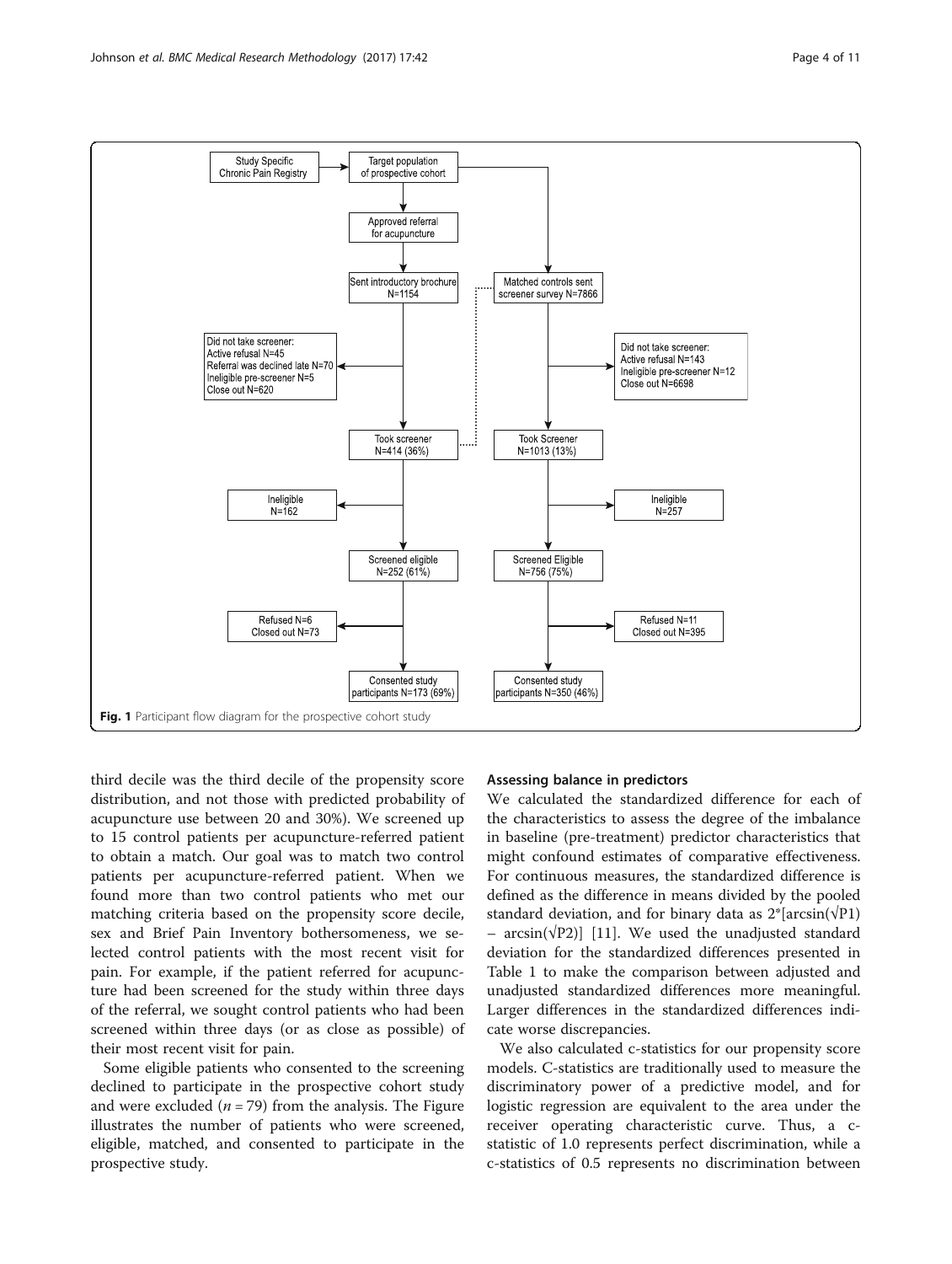Fig. 1 Participant flow diagram for the prospective cohort study

third decile was the third decile of the propensity score distribution, and not those with predicted probability of acupuncture use between 20 and 30%). We screened up to 15 control patients per acupuncture-referred patient to obtain a match. Our goal was to match two control patients per acupuncture-referred patient. When we found more than two control patients who met our matching criteria based on the propensity score decile, sex and Brief Pain Inventory bothersomeness, we selected control patients with the most recent visit for pain. For example, if the patient referred for acupuncture had been screened for the study within three days of the referral, we sought control patients who had been screened within three days (or as close as possible) of their most recent visit for pain.

Some eligible patients who consented to the screening declined to participate in the prospective cohort study and were excluded ($n = 79$) from the analysis. The Figure illustrates the number of patients who were screened, eligible, matched, and consented to participate in the prospective study.

### Assessing balance in predictors

We calculated the standardized difference for each of the characteristics to assess the degree of the imbalance in baseline (pre-treatment) predictor characteristics that might confound estimates of comparative effectiveness. For continuous measures, the standardized difference is defined as the difference in means divided by the pooled standard deviation, and for binary data as $2*[\arcsin(\sqrt{P1}) - \arcsin(\sqrt{P2})]$ [11]. We used the unadjusted standard deviation for the standardized differences presented in Table 1 to make the comparison between adjusted and unadjusted standardized differences more meaningful. Larger differences in the standardized differences indicate worse discrepancies.

We also calculated c-statistics for our propensity score models. C-statistics are traditionally used to measure the discriminatory power of a predictive model, and for logistic regression are equivalent to the area under the receiver operating characteristic curve. Thus, a c-statistic of 1.0 represents perfect discrimination, while a c-statistics of 0.5 represents no discrimination between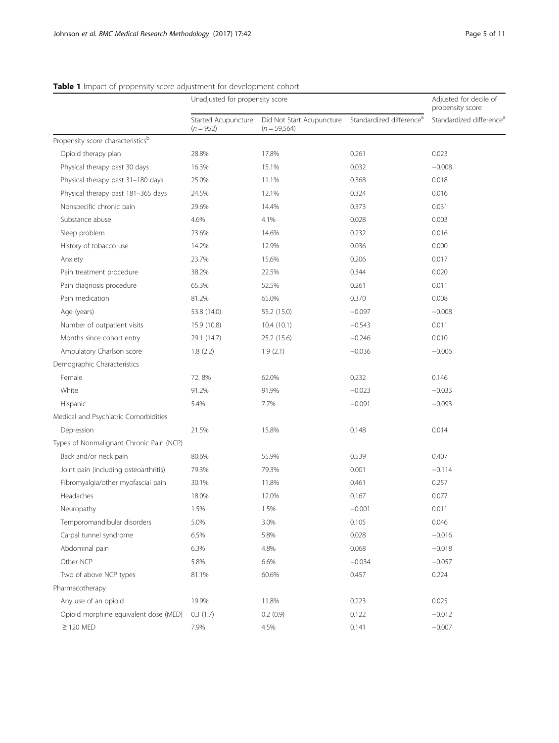**Table 1** Impact of propensity score adjustment for development cohort

| | Unadjusted for propensity score | | | Adjusted for decile of propensity score |
|---|---|---|---|---|
| | Started Acupuncture ($n = 952$) | Did Not Start Acupuncture ($n = 59{,}564$) | Standardized difference[a] | Standardized difference[a] |
| Propensity score characteristics[b] | | | | |
| Opioid therapy plan | 28.8% | 17.8% | 0.261 | 0.023 |
| Physical therapy past 30 days | 16.3% | 15.1% | 0.032 | −0.008 |
| Physical therapy past 31–180 days | 25.0% | 11.1% | 0.368 | 0.018 |
| Physical therapy past 181–365 days | 24.5% | 12.1% | 0.324 | 0.016 |
| Nonspecific chronic pain | 29.6% | 14.4% | 0.373 | 0.031 |
| Substance abuse | 4.6% | 4.1% | 0.028 | 0.003 |
| Sleep problem | 23.6% | 14.6% | 0.232 | 0.016 |
| History of tobacco use | 14.2% | 12.9% | 0.036 | 0.000 |
| Anxiety | 23.7% | 15.6% | 0.206 | 0.017 |
| Pain treatment procedure | 38.2% | 22.5% | 0.344 | 0.020 |
| Pain diagnosis procedure | 65.3% | 52.5% | 0.261 | 0.011 |
| Pain medication | 81.2% | 65.0% | 0.370 | 0.008 |
| Age (years) | 53.8 (14.0) | 55.2 (15.0) | −0.097 | −0.008 |
| Number of outpatient visits | 15.9 (10.8) | 10.4 (10.1) | −0.543 | 0.011 |
| Months since cohort entry | 29.1 (14.7) | 25.2 (15.6) | −0.246 | 0.010 |
| Ambulatory Charlson score | 1.8 (2.2) | 1.9 (2.1) | −0.036 | −0.006 |
| Demographic Characteristics | | | | |
| Female | 72. 8% | 62.0% | 0.232 | 0.146 |
| White | 91.2% | 91.9% | −0.023 | −0.033 |
| Hispanic | 5.4% | 7.7% | −0.091 | −0.093 |
| Medical and Psychiatric Comorbidities | | | | |
| Depression | 21.5% | 15.8% | 0.148 | 0.014 |
| Types of Nonmalignant Chronic Pain (NCP) | | | | |
| Back and/or neck pain | 80.6% | 55.9% | 0.539 | 0.407 |
| Joint pain (including osteoarthritis) | 79.3% | 79.3% | 0.001 | −0.114 |
| Fibromyalgia/other myofascial pain | 30.1% | 11.8% | 0.461 | 0.257 |
| Headaches | 18.0% | 12.0% | 0.167 | 0.077 |
| Neuropathy | 1.5% | 1.5% | −0.001 | 0.011 |
| Temporomandibular disorders | 5.0% | 3.0% | 0.105 | 0.046 |
| Carpal tunnel syndrome | 6.5% | 5.8% | 0.028 | −0.016 |
| Abdominal pain | 6.3% | 4.8% | 0.068 | −0.018 |
| Other NCP | 5.8% | 6.6% | −0.034 | −0.057 |
| Two of above NCP types | 81.1% | 60.6% | 0.457 | 0.224 |
| Pharmacotherapy | | | | |
| Any use of an opioid | 19.9% | 11.8% | 0.223 | 0.025 |
| Opioid morphine equivalent dose (MED) | 0.3 (1.7) | 0.2 (0.9) | 0.122 | −0.012 |
| ≥ 120 MED | 7.9% | 4.5% | 0.141 | −0.007 |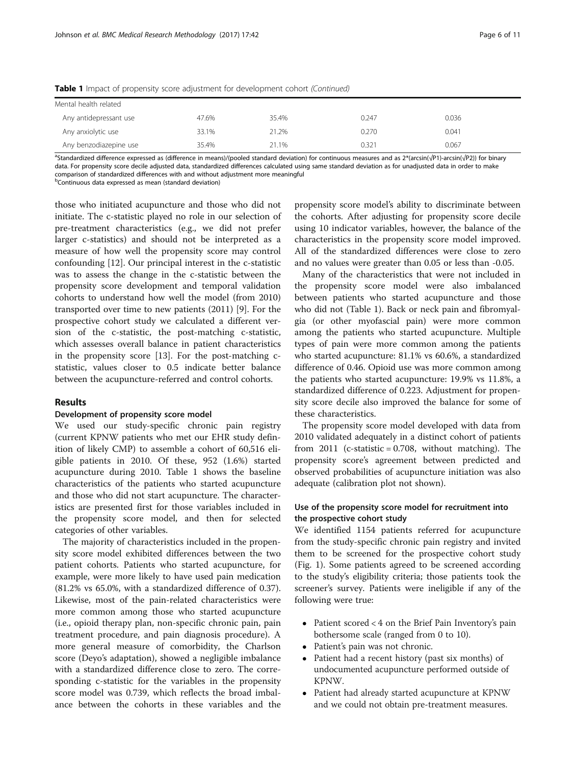**Table 1** Impact of propensity score adjustment for development cohort *(Continued)*

| | | | | |
|---|---|---|---|---|
| Mental health related | | | | |
| Any antidepressant use | 47.6% | 35.4% | 0.247 | 0.036 |
| Any anxiolytic use | 33.1% | 21.2% | 0.270 | 0.041 |
| Any benzodiazepine use | 35.4% | 21.1% | 0.321 | 0.067 |

[a]Standardized difference expressed as (difference in means)/(pooled standard deviation) for continuous measures and as 2*(arcsin(√P1)-arcsin(√P2)) for binary data. For propensity score decile adjusted data, standardized differences calculated using same standard deviation as for unadjusted data in order to make comparison of standardized differences with and without adjustment more meaningful

[b]Continuous data expressed as mean (standard deviation)

those who initiated acupuncture and those who did not initiate. The c-statistic played no role in our selection of pre-treatment characteristics (e.g., we did not prefer larger c-statistics) and should not be interpreted as a measure of how well the propensity score may control confounding [12]. Our principal interest in the c-statistic was to assess the change in the c-statistic between the propensity score development and temporal validation cohorts to understand how well the model (from 2010) transported over time to new patients (2011) [9]. For the prospective cohort study we calculated a different version of the c-statistic, the post-matching c-statistic, which assesses overall balance in patient characteristics in the propensity score [13]. For the post-matching c-statistic, values closer to 0.5 indicate better balance between the acupuncture-referred and control cohorts.

## Results

### Development of propensity score model

We used our study-specific chronic pain registry (current KPNW patients who met our EHR study definition of likely CMP) to assemble a cohort of 60,516 eligible patients in 2010. Of these, 952 (1.6%) started acupuncture during 2010. Table 1 shows the baseline characteristics of the patients who started acupuncture and those who did not start acupuncture. The characteristics are presented first for those variables included in the propensity score model, and then for selected categories of other variables.

The majority of characteristics included in the propensity score model exhibited differences between the two patient cohorts. Patients who started acupuncture, for example, were more likely to have used pain medication (81.2% vs 65.0%, with a standardized difference of 0.37). Likewise, most of the pain-related characteristics were more common among those who started acupuncture (i.e., opioid therapy plan, non-specific chronic pain, pain treatment procedure, and pain diagnosis procedure). A more general measure of comorbidity, the Charlson score (Deyo's adaptation), showed a negligible imbalance with a standardized difference close to zero. The corresponding c-statistic for the variables in the propensity score model was 0.739, which reflects the broad imbalance between the cohorts in these variables and the propensity score model's ability to discriminate between the cohorts. After adjusting for propensity score decile using 10 indicator variables, however, the balance of the characteristics in the propensity score model improved. All of the standardized differences were close to zero and no values were greater than 0.05 or less than -0.05.

Many of the characteristics that were not included in the propensity score model were also imbalanced between patients who started acupuncture and those who did not (Table 1). Back or neck pain and fibromyalgia (or other myofascial pain) were more common among the patients who started acupuncture. Multiple types of pain were more common among the patients who started acupuncture: 81.1% vs 60.6%, a standardized difference of 0.46. Opioid use was more common among the patients who started acupuncture: 19.9% vs 11.8%, a standardized difference of 0.223. Adjustment for propensity score decile also improved the balance for some of these characteristics.

The propensity score model developed with data from 2010 validated adequately in a distinct cohort of patients from 2011 (c-statistic = 0.708, without matching). The propensity score's agreement between predicted and observed probabilities of acupuncture initiation was also adequate (calibration plot not shown).

### Use of the propensity score model for recruitment into the prospective cohort study

We identified 1154 patients referred for acupuncture from the study-specific chronic pain registry and invited them to be screened for the prospective cohort study (Fig. 1). Some patients agreed to be screened according to the study's eligibility criteria; those patients took the screener's survey. Patients were ineligible if any of the following were true:

- Patient scored < 4 on the Brief Pain Inventory's pain bothersome scale (ranged from 0 to 10).
- Patient's pain was not chronic.
- Patient had a recent history (past six months) of undocumented acupuncture performed outside of KPNW.
- Patient had already started acupuncture at KPNW and we could not obtain pre-treatment measures.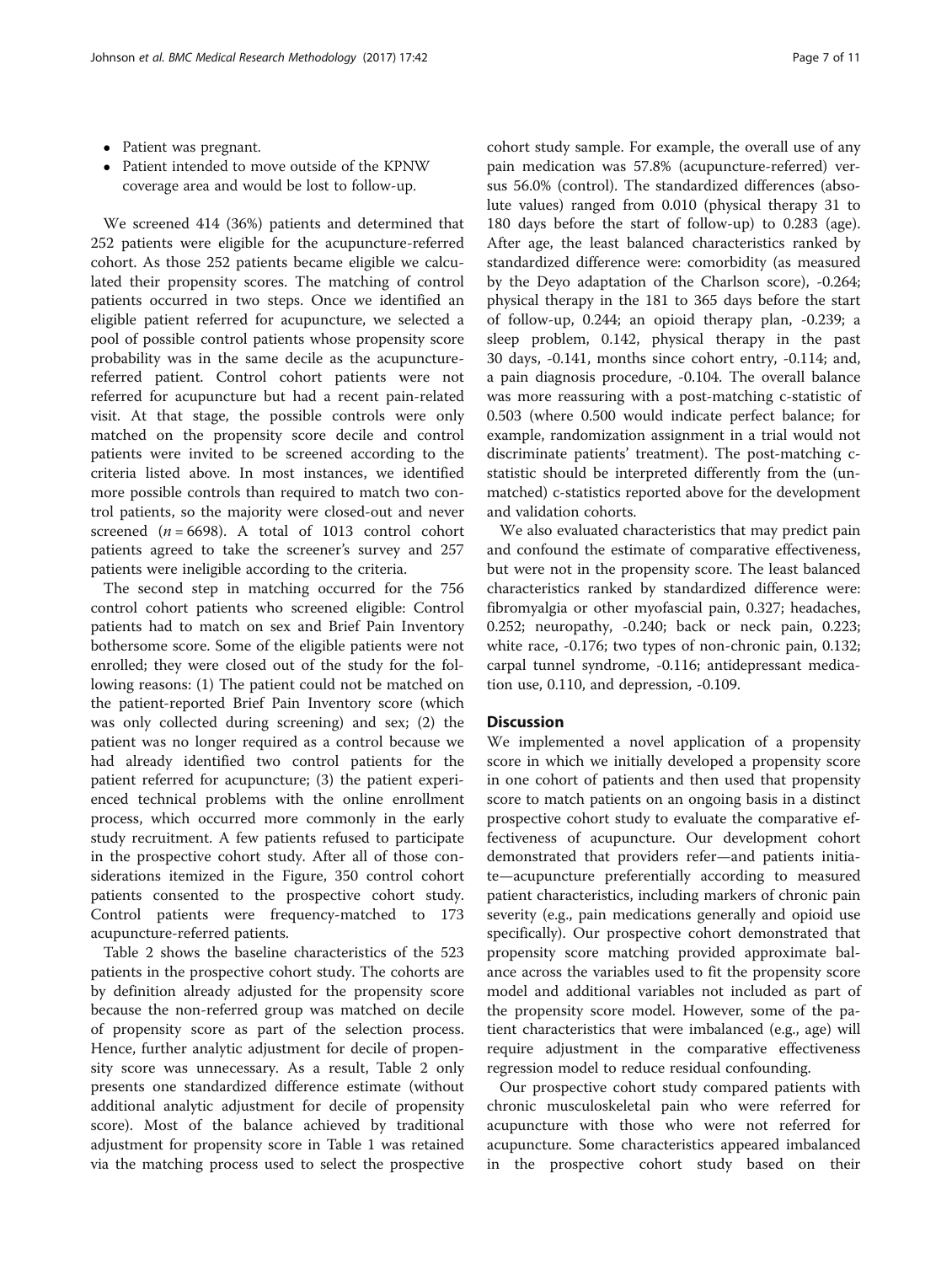- Patient was pregnant.
- Patient intended to move outside of the KPNW coverage area and would be lost to follow-up.

We screened 414 (36%) patients and determined that 252 patients were eligible for the acupuncture-referred cohort. As those 252 patients became eligible we calculated their propensity scores. The matching of control patients occurred in two steps. Once we identified an eligible patient referred for acupuncture, we selected a pool of possible control patients whose propensity score probability was in the same decile as the acupuncture-referred patient. Control cohort patients were not referred for acupuncture but had a recent pain-related visit. At that stage, the possible controls were only matched on the propensity score decile and control patients were invited to be screened according to the criteria listed above. In most instances, we identified more possible controls than required to match two control patients, so the majority were closed-out and never screened ($n = 6698$). A total of 1013 control cohort patients agreed to take the screener's survey and 257 patients were ineligible according to the criteria.

The second step in matching occurred for the 756 control cohort patients who screened eligible: Control patients had to match on sex and Brief Pain Inventory bothersome score. Some of the eligible patients were not enrolled; they were closed out of the study for the following reasons: (1) The patient could not be matched on the patient-reported Brief Pain Inventory score (which was only collected during screening) and sex; (2) the patient was no longer required as a control because we had already identified two control patients for the patient referred for acupuncture; (3) the patient experienced technical problems with the online enrollment process, which occurred more commonly in the early study recruitment. A few patients refused to participate in the prospective cohort study. After all of those considerations itemized in the Figure, 350 control cohort patients consented to the prospective cohort study. Control patients were frequency-matched to 173 acupuncture-referred patients.

Table 2 shows the baseline characteristics of the 523 patients in the prospective cohort study. The cohorts are by definition already adjusted for the propensity score because the non-referred group was matched on decile of propensity score as part of the selection process. Hence, further analytic adjustment for decile of propensity score was unnecessary. As a result, Table 2 only presents one standardized difference estimate (without additional analytic adjustment for decile of propensity score). Most of the balance achieved by traditional adjustment for propensity score in Table 1 was retained via the matching process used to select the prospective cohort study sample. For example, the overall use of any pain medication was 57.8% (acupuncture-referred) versus 56.0% (control). The standardized differences (absolute values) ranged from 0.010 (physical therapy 31 to 180 days before the start of follow-up) to 0.283 (age). After age, the least balanced characteristics ranked by standardized difference were: comorbidity (as measured by the Deyo adaptation of the Charlson score), -0.264; physical therapy in the 181 to 365 days before the start of follow-up, 0.244; an opioid therapy plan, -0.239; a sleep problem, 0.142, physical therapy in the past 30 days, -0.141, months since cohort entry, -0.114; and, a pain diagnosis procedure, -0.104. The overall balance was more reassuring with a post-matching c-statistic of 0.503 (where 0.500 would indicate perfect balance; for example, randomization assignment in a trial would not discriminate patients' treatment). The post-matching c-statistic should be interpreted differently from the (unmatched) c-statistics reported above for the development and validation cohorts.

We also evaluated characteristics that may predict pain and confound the estimate of comparative effectiveness, but were not in the propensity score. The least balanced characteristics ranked by standardized difference were: fibromyalgia or other myofascial pain, 0.327; headaches, 0.252; neuropathy, -0.240; back or neck pain, 0.223; white race, -0.176; two types of non-chronic pain, 0.132; carpal tunnel syndrome, -0.116; antidepressant medication use, 0.110, and depression, -0.109.

## Discussion

We implemented a novel application of a propensity score in which we initially developed a propensity score in one cohort of patients and then used that propensity score to match patients on an ongoing basis in a distinct prospective cohort study to evaluate the comparative effectiveness of acupuncture. Our development cohort demonstrated that providers refer—and patients initiate—acupuncture preferentially according to measured patient characteristics, including markers of chronic pain severity (e.g., pain medications generally and opioid use specifically). Our prospective cohort demonstrated that propensity score matching provided approximate balance across the variables used to fit the propensity score model and additional variables not included as part of the propensity score model. However, some of the patient characteristics that were imbalanced (e.g., age) will require adjustment in the comparative effectiveness regression model to reduce residual confounding.

Our prospective cohort study compared patients with chronic musculoskeletal pain who were referred for acupuncture with those who were not referred for acupuncture. Some characteristics appeared imbalanced in the prospective cohort study based on their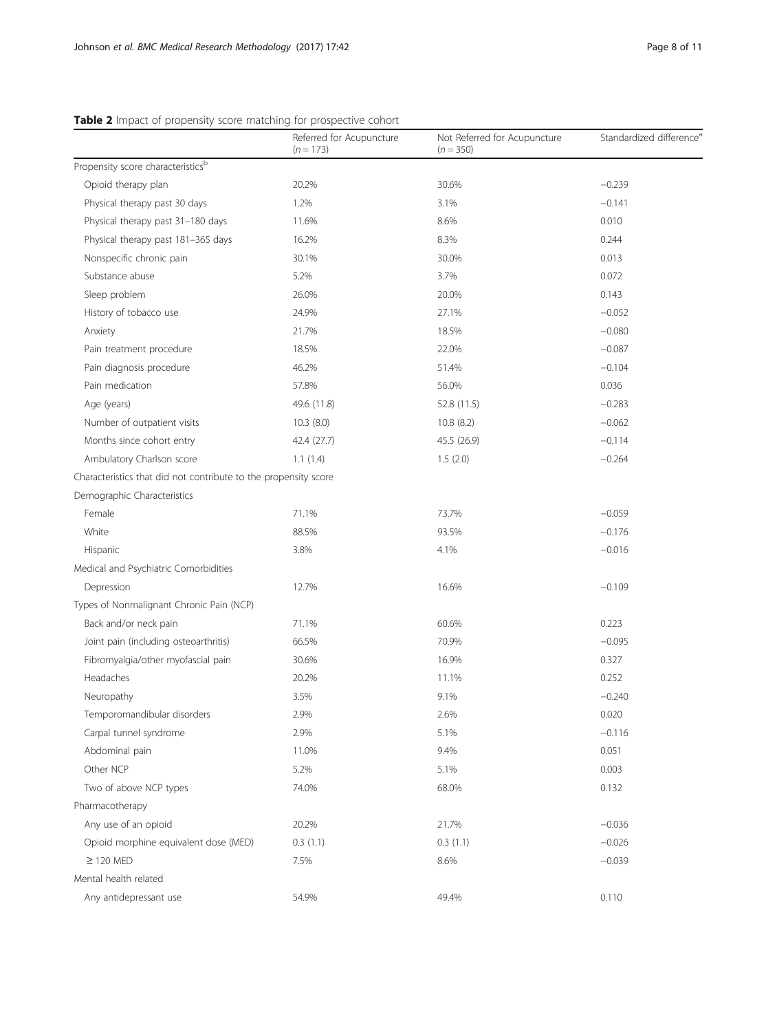**Table 2** Impact of propensity score matching for prospective cohort

| | Referred for Acupuncture ($n = 173$) | Not Referred for Acupuncture ($n = 350$) | Standardized difference[a] |
|---|---|---|---|
| Propensity score characteristics[b] | | | |
| Opioid therapy plan | 20.2% | 30.6% | −0.239 |
| Physical therapy past 30 days | 1.2% | 3.1% | −0.141 |
| Physical therapy past 31–180 days | 11.6% | 8.6% | 0.010 |
| Physical therapy past 181–365 days | 16.2% | 8.3% | 0.244 |
| Nonspecific chronic pain | 30.1% | 30.0% | 0.013 |
| Substance abuse | 5.2% | 3.7% | 0.072 |
| Sleep problem | 26.0% | 20.0% | 0.143 |
| History of tobacco use | 24.9% | 27.1% | −0.052 |
| Anxiety | 21.7% | 18.5% | −0.080 |
| Pain treatment procedure | 18.5% | 22.0% | −0.087 |
| Pain diagnosis procedure | 46.2% | 51.4% | −0.104 |
| Pain medication | 57.8% | 56.0% | 0.036 |
| Age (years) | 49.6 (11.8) | 52.8 (11.5) | −0.283 |
| Number of outpatient visits | 10.3 (8.0) | 10.8 (8.2) | −0.062 |
| Months since cohort entry | 42.4 (27.7) | 45.5 (26.9) | −0.114 |
| Ambulatory Charlson score | 1.1 (1.4) | 1.5 (2.0) | −0.264 |
| Characteristics that did not contribute to the propensity score | | | |
| Demographic Characteristics | | | |
| Female | 71.1% | 73.7% | −0.059 |
| White | 88.5% | 93.5% | −0.176 |
| Hispanic | 3.8% | 4.1% | −0.016 |
| Medical and Psychiatric Comorbidities | | | |
| Depression | 12.7% | 16.6% | −0.109 |
| Types of Nonmalignant Chronic Pain (NCP) | | | |
| Back and/or neck pain | 71.1% | 60.6% | 0.223 |
| Joint pain (including osteoarthritis) | 66.5% | 70.9% | −0.095 |
| Fibromyalgia/other myofascial pain | 30.6% | 16.9% | 0.327 |
| Headaches | 20.2% | 11.1% | 0.252 |
| Neuropathy | 3.5% | 9.1% | −0.240 |
| Temporomandibular disorders | 2.9% | 2.6% | 0.020 |
| Carpal tunnel syndrome | 2.9% | 5.1% | −0.116 |
| Abdominal pain | 11.0% | 9.4% | 0.051 |
| Other NCP | 5.2% | 5.1% | 0.003 |
| Two of above NCP types | 74.0% | 68.0% | 0.132 |
| Pharmacotherapy | | | |
| Any use of an opioid | 20.2% | 21.7% | −0.036 |
| Opioid morphine equivalent dose (MED) | 0.3 (1.1) | 0.3 (1.1) | −0.026 |
| ≥ 120 MED | 7.5% | 8.6% | −0.039 |
| Mental health related | | | |
| Any antidepressant use | 54.9% | 49.4% | 0.110 |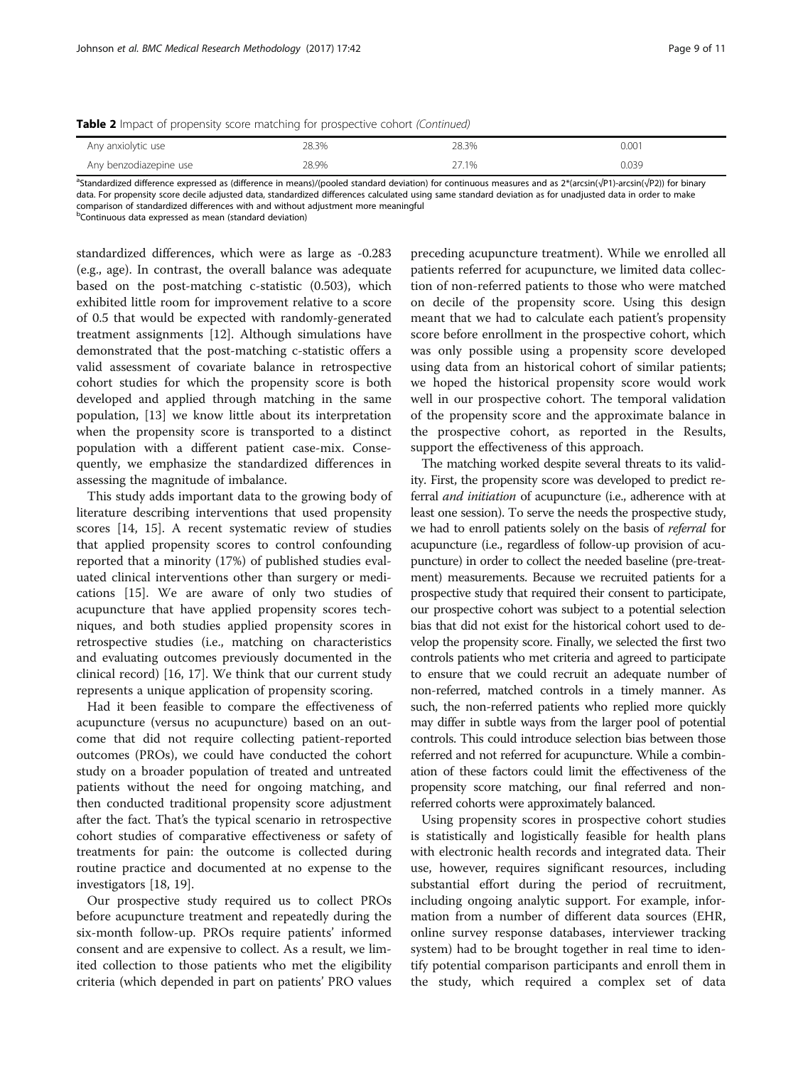**Table 2** Impact of propensity score matching for prospective cohort *(Continued)*

| | | | |
|---|---|---|---|
| Any anxiolytic use | 28.3% | 28.3% | 0.001 |
| Any benzodiazepine use | 28.9% | 27.1% | 0.039 |

[a]Standardized difference expressed as (difference in means)/(pooled standard deviation) for continuous measures and as $2*(\arcsin(\sqrt{P1})-\arcsin(\sqrt{P2}))$ for binary data. For propensity score decile adjusted data, standardized differences calculated using same standard deviation as for unadjusted data in order to make comparison of standardized differences with and without adjustment more meaningful

[b]Continuous data expressed as mean (standard deviation)

standardized differences, which were as large as -0.283 (e.g., age). In contrast, the overall balance was adequate based on the post-matching c-statistic (0.503), which exhibited little room for improvement relative to a score of 0.5 that would be expected with randomly-generated treatment assignments [12]. Although simulations have demonstrated that the post-matching c-statistic offers a valid assessment of covariate balance in retrospective cohort studies for which the propensity score is both developed and applied through matching in the same population, [13] we know little about its interpretation when the propensity score is transported to a distinct population with a different patient case-mix. Consequently, we emphasize the standardized differences in assessing the magnitude of imbalance.

This study adds important data to the growing body of literature describing interventions that used propensity scores [14, 15]. A recent systematic review of studies that applied propensity scores to control confounding reported that a minority (17%) of published studies evaluated clinical interventions other than surgery or medications [15]. We are aware of only two studies of acupuncture that have applied propensity scores techniques, and both studies applied propensity scores in retrospective studies (i.e., matching on characteristics and evaluating outcomes previously documented in the clinical record) [16, 17]. We think that our current study represents a unique application of propensity scoring.

Had it been feasible to compare the effectiveness of acupuncture (versus no acupuncture) based on an outcome that did not require collecting patient-reported outcomes (PROs), we could have conducted the cohort study on a broader population of treated and untreated patients without the need for ongoing matching, and then conducted traditional propensity score adjustment after the fact. That's the typical scenario in retrospective cohort studies of comparative effectiveness or safety of treatments for pain: the outcome is collected during routine practice and documented at no expense to the investigators [18, 19].

Our prospective study required us to collect PROs before acupuncture treatment and repeatedly during the six-month follow-up. PROs require patients' informed consent and are expensive to collect. As a result, we limited collection to those patients who met the eligibility criteria (which depended in part on patients' PRO values preceding acupuncture treatment). While we enrolled all patients referred for acupuncture, we limited data collection of non-referred patients to those who were matched on decile of the propensity score. Using this design meant that we had to calculate each patient's propensity score before enrollment in the prospective cohort, which was only possible using a propensity score developed using data from an historical cohort of similar patients; we hoped the historical propensity score would work well in our prospective cohort. The temporal validation of the propensity score and the approximate balance in the prospective cohort, as reported in the Results, support the effectiveness of this approach.

The matching worked despite several threats to its validity. First, the propensity score was developed to predict referral *and initiation* of acupuncture (i.e., adherence with at least one session). To serve the needs the prospective study, we had to enroll patients solely on the basis of *referral* for acupuncture (i.e., regardless of follow-up provision of acupuncture) in order to collect the needed baseline (pre-treatment) measurements. Because we recruited patients for a prospective study that required their consent to participate, our prospective cohort was subject to a potential selection bias that did not exist for the historical cohort used to develop the propensity score. Finally, we selected the first two controls patients who met criteria and agreed to participate to ensure that we could recruit an adequate number of non-referred, matched controls in a timely manner. As such, the non-referred patients who replied more quickly may differ in subtle ways from the larger pool of potential controls. This could introduce selection bias between those referred and not referred for acupuncture. While a combination of these factors could limit the effectiveness of the propensity score matching, our final referred and non-referred cohorts were approximately balanced.

Using propensity scores in prospective cohort studies is statistically and logistically feasible for health plans with electronic health records and integrated data. Their use, however, requires significant resources, including substantial effort during the period of recruitment, including ongoing analytic support. For example, information from a number of different data sources (EHR, online survey response databases, interviewer tracking system) had to be brought together in real time to identify potential comparison participants and enroll them in the study, which required a complex set of data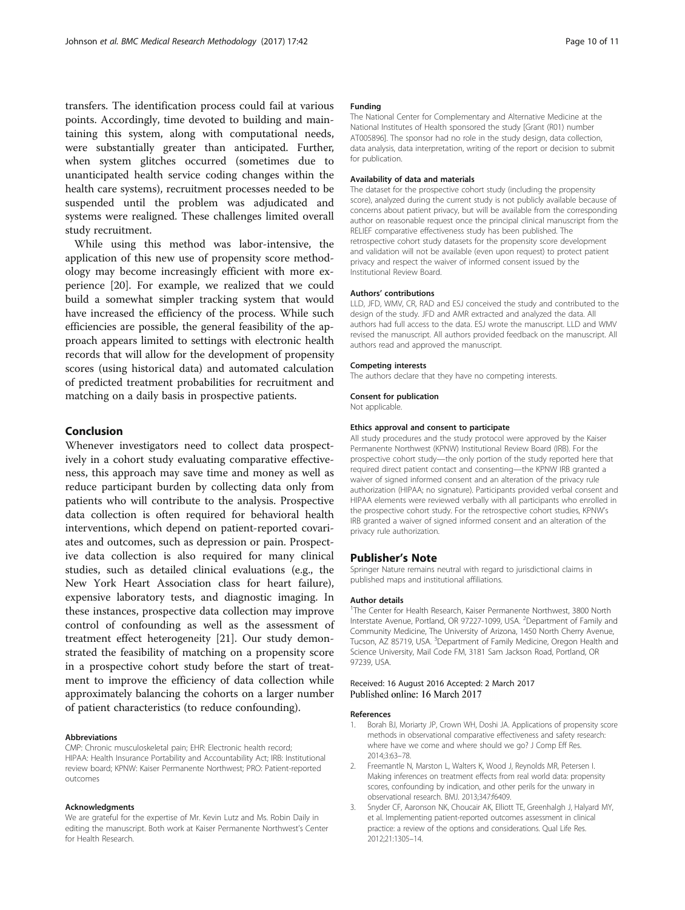transfers. The identification process could fail at various points. Accordingly, time devoted to building and maintaining this system, along with computational needs, were substantially greater than anticipated. Further, when system glitches occurred (sometimes due to unanticipated health service coding changes within the health care systems), recruitment processes needed to be suspended until the problem was adjudicated and systems were realigned. These challenges limited overall study recruitment.

While using this method was labor-intensive, the application of this new use of propensity score methodology may become increasingly efficient with more experience [20]. For example, we realized that we could build a somewhat simpler tracking system that would have increased the efficiency of the process. While such efficiencies are possible, the general feasibility of the approach appears limited to settings with electronic health records that will allow for the development of propensity scores (using historical data) and automated calculation of predicted treatment probabilities for recruitment and matching on a daily basis in prospective patients.

## Conclusion

Whenever investigators need to collect data prospectively in a cohort study evaluating comparative effectiveness, this approach may save time and money as well as reduce participant burden by collecting data only from patients who will contribute to the analysis. Prospective data collection is often required for behavioral health interventions, which depend on patient-reported covariates and outcomes, such as depression or pain. Prospective data collection is also required for many clinical studies, such as detailed clinical evaluations (e.g., the New York Heart Association class for heart failure), expensive laboratory tests, and diagnostic imaging. In these instances, prospective data collection may improve control of confounding as well as the assessment of treatment effect heterogeneity [21]. Our study demonstrated the feasibility of matching on a propensity score in a prospective cohort study before the start of treatment to improve the efficiency of data collection while approximately balancing the cohorts on a larger number of patient characteristics (to reduce confounding).

#### Abbreviations

CMP: Chronic musculoskeletal pain; EHR: Electronic health record; HIPAA: Health Insurance Portability and Accountability Act; IRB: Institutional review board; KPNW: Kaiser Permanente Northwest; PRO: Patient-reported outcomes

#### Acknowledgments

We are grateful for the expertise of Mr. Kevin Lutz and Ms. Robin Daily in editing the manuscript. Both work at Kaiser Permanente Northwest's Center for Health Research.

#### Funding

The National Center for Complementary and Alternative Medicine at the National Institutes of Health sponsored the study [Grant (R01) number AT005896]. The sponsor had no role in the study design, data collection, data analysis, data interpretation, writing of the report or decision to submit for publication.

#### Availability of data and materials

The dataset for the prospective cohort study (including the propensity score), analyzed during the current study is not publicly available because of concerns about patient privacy, but will be available from the corresponding author on reasonable request once the principal clinical manuscript from the RELIEF comparative effectiveness study has been published. The retrospective cohort study datasets for the propensity score development and validation will not be available (even upon request) to protect patient privacy and respect the waiver of informed consent issued by the Institutional Review Board.

#### Authors' contributions

LLD, JFD, WMV, CR, RAD and ESJ conceived the study and contributed to the design of the study. JFD and AMR extracted and analyzed the data. All authors had full access to the data. ESJ wrote the manuscript. LLD and WMV revised the manuscript. All authors provided feedback on the manuscript. All authors read and approved the manuscript.

#### Competing interests

The authors declare that they have no competing interests.

#### Consent for publication

Not applicable.

#### Ethics approval and consent to participate

All study procedures and the study protocol were approved by the Kaiser Permanente Northwest (KPNW) Institutional Review Board (IRB). For the prospective cohort study—the only portion of the study reported here that required direct patient contact and consenting—the KPNW IRB granted a waiver of signed informed consent and an alteration of the privacy rule authorization (HIPAA; no signature). Participants provided verbal consent and HIPAA elements were reviewed verbally with all participants who enrolled in the prospective cohort study. For the retrospective cohort studies, KPNW's IRB granted a waiver of signed informed consent and an alteration of the privacy rule authorization.

## Publisher's Note

Springer Nature remains neutral with regard to jurisdictional claims in published maps and institutional affiliations.

#### Author details

[1]The Center for Health Research, Kaiser Permanente Northwest, 3800 North Interstate Avenue, Portland, OR 97227-1099, USA. [2]Department of Family and Community Medicine, The University of Arizona, 1450 North Cherry Avenue, Tucson, AZ 85719, USA. [3]Department of Family Medicine, Oregon Health and Science University, Mail Code FM, 3181 Sam Jackson Road, Portland, OR 97239, USA.

Received: 16 August 2016 Accepted: 2 March 2017
Published online: 16 March 2017

#### References

1. Borah BJ, Moriarty JP, Crown WH, Doshi JA. Applications of propensity score methods in observational comparative effectiveness and safety research: where have we come and where should we go? J Comp Eff Res. 2014;3:63–78.
2. Freemantle N, Marston L, Walters K, Wood J, Reynolds MR, Petersen I. Making inferences on treatment effects from real world data: propensity scores, confounding by indication, and other perils for the unwary in observational research. BMJ. 2013;347:f6409.
3. Snyder CF, Aaronson NK, Choucair AK, Elliott TE, Greenhalgh J, Halyard MY, et al. Implementing patient-reported outcomes assessment in clinical practice: a review of the options and considerations. Qual Life Res. 2012;21:1305–14.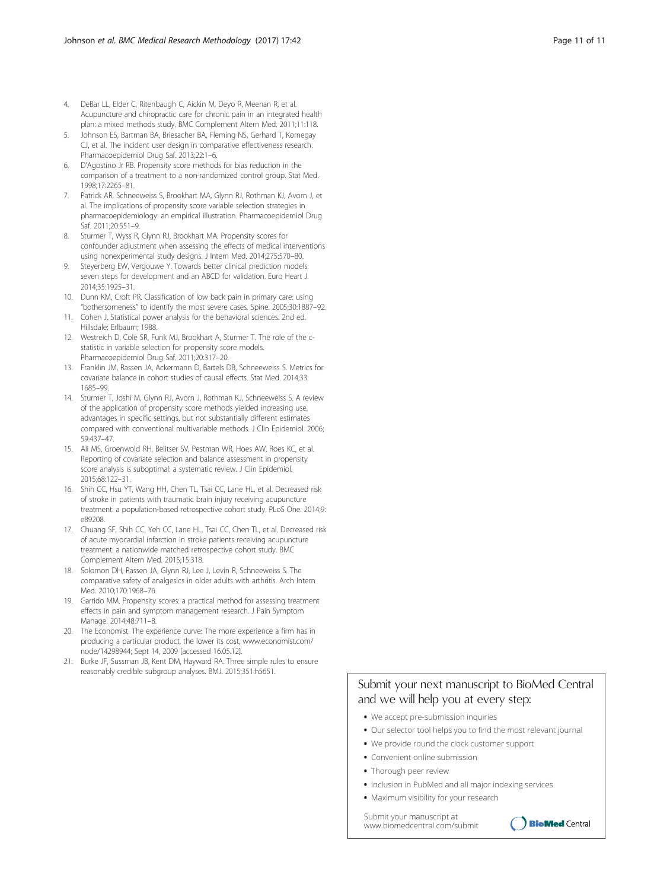4. DeBar LL, Elder C, Ritenbaugh C, Aickin M, Deyo R, Meenan R, et al. Acupuncture and chiropractic care for chronic pain in an integrated health plan: a mixed methods study. BMC Complement Altern Med. 2011;11:118.
5. Johnson ES, Bartman BA, Briesacher BA, Fleming NS, Gerhard T, Kornegay CJ, et al. The incident user design in comparative effectiveness research. Pharmacoepidemiol Drug Saf. 2013;22:1–6.
6. D'Agostino Jr RB. Propensity score methods for bias reduction in the comparison of a treatment to a non-randomized control group. Stat Med. 1998;17:2265–81.
7. Patrick AR, Schneeweiss S, Brookhart MA, Glynn RJ, Rothman KJ, Avorn J, et al. The implications of propensity score variable selection strategies in pharmacoepidemiology: an empirical illustration. Pharmacoepidemiol Drug Saf. 2011;20:551–9.
8. Sturmer T, Wyss R, Glynn RJ, Brookhart MA. Propensity scores for confounder adjustment when assessing the effects of medical interventions using nonexperimental study designs. J Intern Med. 2014;275:570–80.
9. Steyerberg EW, Vergouwe Y. Towards better clinical prediction models: seven steps for development and an ABCD for validation. Euro Heart J. 2014;35:1925–31.
10. Dunn KM, Croft PR. Classification of low back pain in primary care: using "bothersomeness" to identify the most severe cases. Spine. 2005;30:1887–92.
11. Cohen J. Statistical power analysis for the behavioral sciences. 2nd ed. Hillsdale: Erlbaum; 1988.
12. Westreich D, Cole SR, Funk MJ, Brookhart A, Sturmer T. The role of the c-statistic in variable selection for propensity score models. Pharmacoepidemiol Drug Saf. 2011;20:317–20.
13. Franklin JM, Rassen JA, Ackermann D, Bartels DB, Schneeweiss S. Metrics for covariate balance in cohort studies of causal effects. Stat Med. 2014;33:1685–99.
14. Sturmer T, Joshi M, Glynn RJ, Avorn J, Rothman KJ, Schneeweiss S. A review of the application of propensity score methods yielded increasing use, advantages in specific settings, but not substantially different estimates compared with conventional multivariable methods. J Clin Epidemiol. 2006;59:437–47.
15. Ali MS, Groenwold RH, Belitser SV, Pestman WR, Hoes AW, Roes KC, et al. Reporting of covariate selection and balance assessment in propensity score analysis is suboptimal: a systematic review. J Clin Epidemiol. 2015;68:122–31.
16. Shih CC, Hsu YT, Wang HH, Chen TL, Tsai CC, Lane HL, et al. Decreased risk of stroke in patients with traumatic brain injury receiving acupuncture treatment: a population-based retrospective cohort study. PLoS One. 2014;9:e89208.
17. Chuang SF, Shih CC, Yeh CC, Lane HL, Tsai CC, Chen TL, et al. Decreased risk of acute myocardial infarction in stroke patients receiving acupuncture treatment: a nationwide matched retrospective cohort study. BMC Complement Altern Med. 2015;15:318.
18. Solomon DH, Rassen JA, Glynn RJ, Lee J, Levin R, Schneeweiss S. The comparative safety of analgesics in older adults with arthritis. Arch Intern Med. 2010;170:1968–76.
19. Garrido MM. Propensity scores: a practical method for assessing treatment effects in pain and symptom management research. J Pain Symptom Manage. 2014;48:711–8.
20. The Economist. The experience curve: The more experience a firm has in producing a particular product, the lower its cost, www.economist.com/node/14298944; Sept 14, 2009 [accessed 16.05.12].
21. Burke JF, Sussman JB, Kent DM, Hayward RA. Three simple rules to ensure reasonably credible subgroup analyses. BMJ. 2015;351:h5651.

Submit your next manuscript to BioMed Central and we will help you at every step:

- We accept pre-submission inquiries
- Our selector tool helps you to find the most relevant journal
- We provide round the clock customer support
- Convenient online submission
- Thorough peer review
- Inclusion in PubMed and all major indexing services
- Maximum visibility for your research

Submit your manuscript at www.biomedcentral.com/submit

BioMed Central